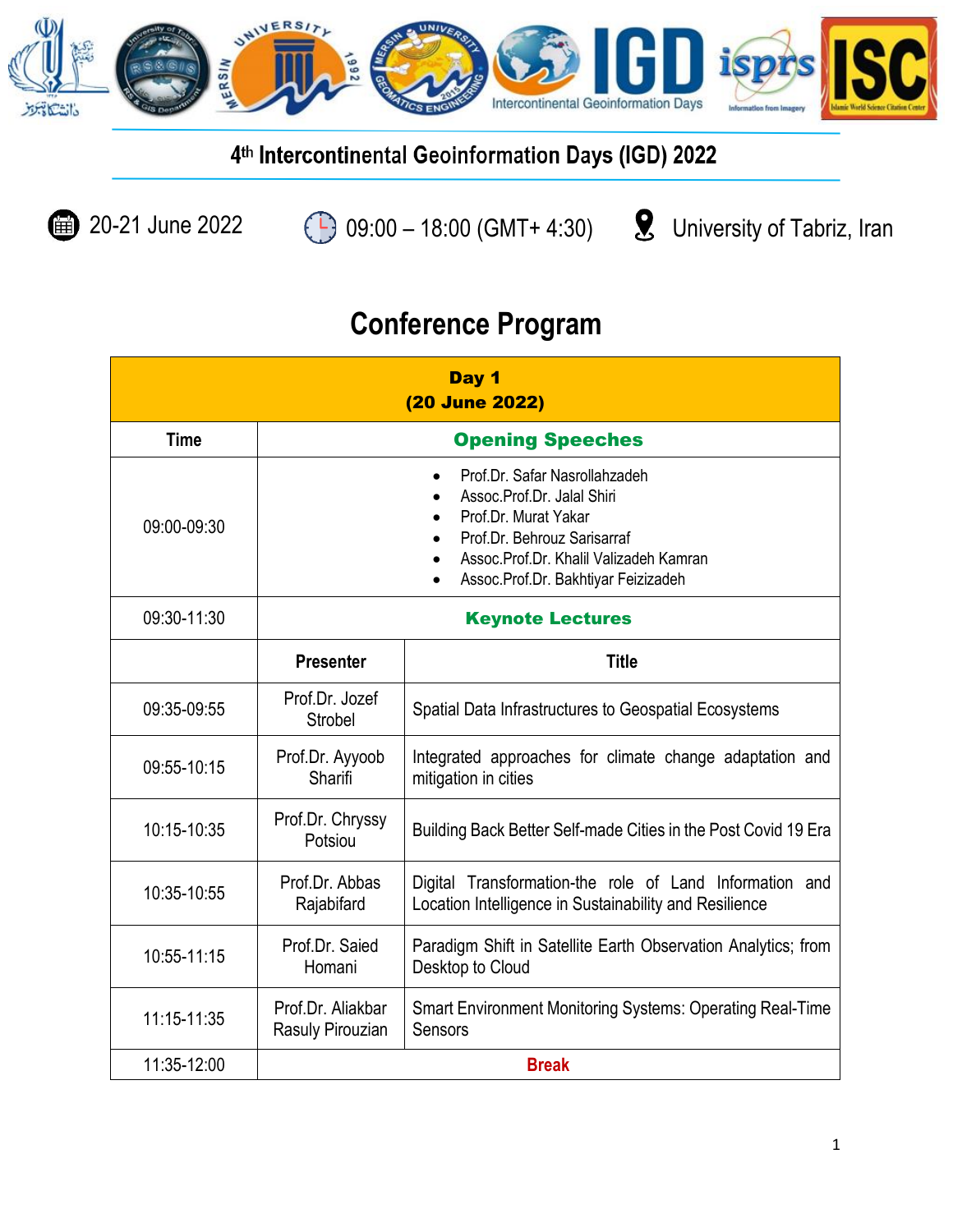# 4th Intercontinental Geoinformation Days (IGD) 2022

20-21 June 2022 09:00 – 18:00 (GMT+ 4:30) University of Tabriz, Iran

## Conference Program

| Day 1 (20 June 2022) | | |
|---|---|---|
| Time | Opening Speeches | |
| 09:00-09:30 | • Prof.Dr. Safar Nasrollahzadeh<br>• Assoc.Prof.Dr. Jalal Shiri<br>• Prof.Dr. Murat Yakar<br>• Prof.Dr. Behrouz Sarisarraf<br>• Assoc.Prof.Dr. Khalil Valizadeh Kamran<br>• Assoc.Prof.Dr. Bakhtiyar Feizizadeh | |
| 09:30-11:30 | Keynote Lectures | |
| | Presenter | Title |
| 09:35-09:55 | Prof.Dr. Jozef Strobel | Spatial Data Infrastructures to Geospatial Ecosystems |
| 09:55-10:15 | Prof.Dr. Ayyoob Sharifi | Integrated approaches for climate change adaptation and mitigation in cities |
| 10:15-10:35 | Prof.Dr. Chryssy Potsiou | Building Back Better Self-made Cities in the Post Covid 19 Era |
| 10:35-10:55 | Prof.Dr. Abbas Rajabifard | Digital Transformation-the role of Land Information and Location Intelligence in Sustainability and Resilience |
| 10:55-11:15 | Prof.Dr. Saied Homani | Paradigm Shift in Satellite Earth Observation Analytics; from Desktop to Cloud |
| 11:15-11:35 | Prof.Dr. Aliakbar Rasuly Pirouzian | Smart Environment Monitoring Systems: Operating Real-Time Sensors |
| 11:35-12:00 | Break | |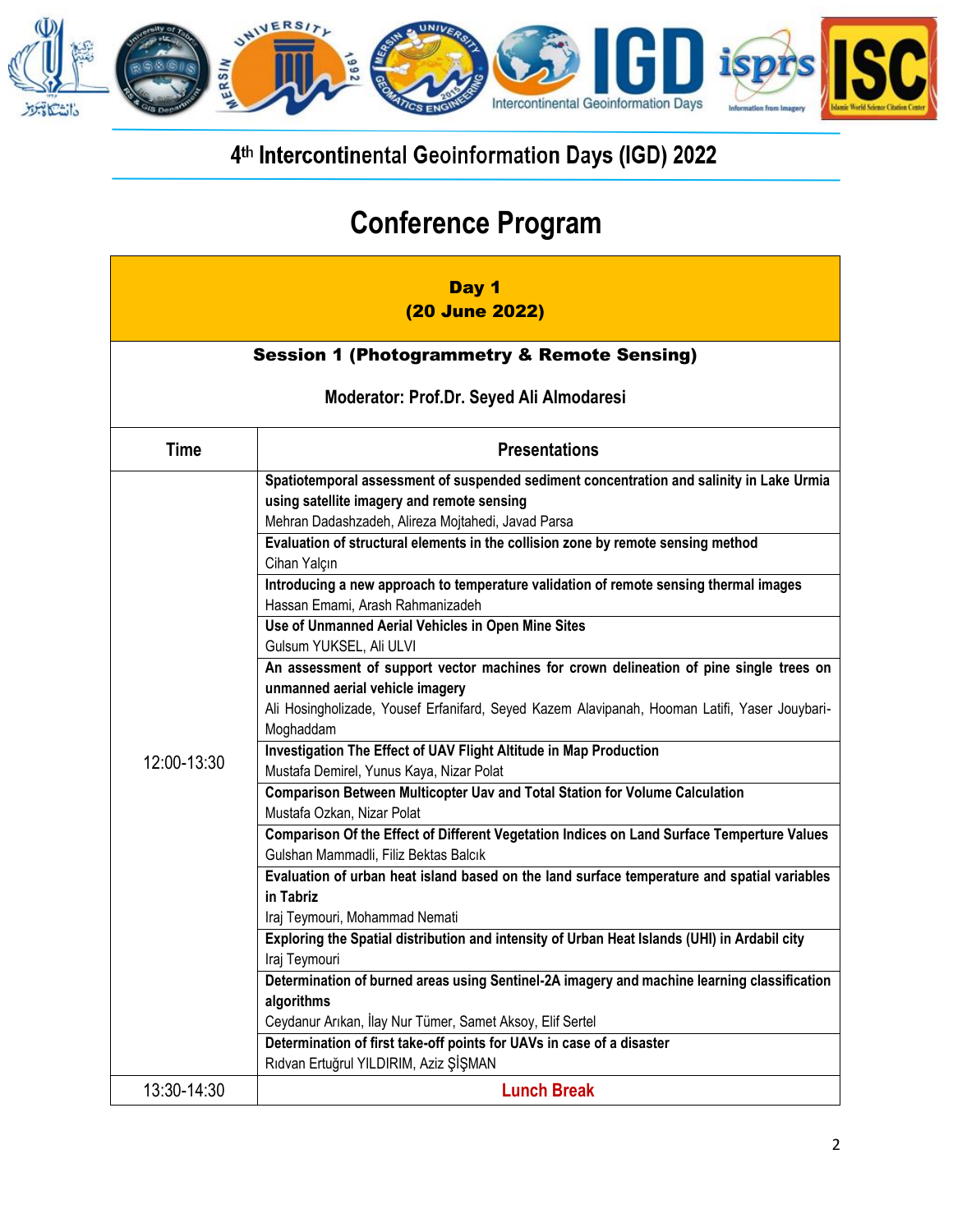# 4th Intercontinental Geoinformation Days (IGD) 2022

# Conference Program

| Day 1 (20 June 2022) | |
|---|---|
| **Session 1 (Photogrammetry & Remote Sensing)** Moderator: Prof.Dr. Seyed Ali Almodaresi | |
| **Time** | **Presentations** |
| 12:00-13:30 | **Spatiotemporal assessment of suspended sediment concentration and salinity in Lake Urmia using satellite imagery and remote sensing** Mehran Dadashzadeh, Alireza Mojtahedi, Javad Parsa |
| | **Evaluation of structural elements in the collision zone by remote sensing method** Cihan Yalçın |
| | **Introducing a new approach to temperature validation of remote sensing thermal images** Hassan Emami, Arash Rahmanizadeh |
| | **Use of Unmanned Aerial Vehicles in Open Mine Sites** Gulsum YUKSEL, Ali ULVI |
| | **An assessment of support vector machines for crown delineation of pine single trees on unmanned aerial vehicle imagery** Ali Hosingholizade, Yousef Erfanifard, Seyed Kazem Alavipanah, Hooman Latifi, Yaser Jouybari-Moghaddam |
| | **Investigation The Effect of UAV Flight Altitude in Map Production** Mustafa Demirel, Yunus Kaya, Nizar Polat |
| | **Comparison Between Multicopter Uav and Total Station for Volume Calculation** Mustafa Ozkan, Nizar Polat |
| | **Comparison Of the Effect of Different Vegetation Indices on Land Surface Temperture Values** Gulshan Mammadli, Filiz Bektas Balcık |
| | **Evaluation of urban heat island based on the land surface temperature and spatial variables in Tabriz** Iraj Teymouri, Mohammad Nemati |
| | **Exploring the Spatial distribution and intensity of Urban Heat Islands (UHI) in Ardabil city** Iraj Teymouri |
| | **Determination of burned areas using Sentinel-2A imagery and machine learning classification algorithms** Ceydanur Arıkan, İlay Nur Tümer, Samet Aksoy, Elif Sertel |
| | **Determination of first take-off points for UAVs in case of a disaster** Rıdvan Ertuğrul YILDIRIM, Aziz ŞİŞMAN |
| 13:30-14:30 | **Lunch Break** |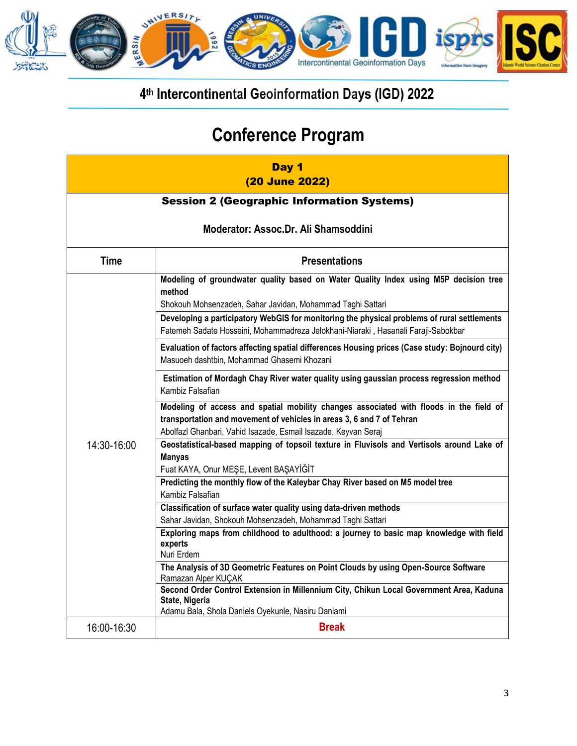## 4th Intercontinental Geoinformation Days (IGD) 2022

# Conference Program

| Day 1 (20 June 2022) | |
|---|---|
| **Session 2 (Geographic Information Systems)** **Moderator: Assoc.Dr. Ali Shamsoddini** | |
| **Time** | **Presentations** |
| 14:30-16:00 | **Modeling of groundwater quality based on Water Quality Index using M5P decision tree method** Shokouh Mohsenzadeh, Sahar Javidan, Mohammad Taghi Sattari |
| | **Developing a participatory WebGIS for monitoring the physical problems of rural settlements** Fatemeh Sadate Hosseini, Mohammadreza Jelokhani-Niaraki , Hasanali Faraji-Sabokbar |
| | **Evaluation of factors affecting spatial differences Housing prices (Case study: Bojnourd city)** Masuoeh dashtbin, Mohammad Ghasemi Khozani |
| | **Estimation of Mordagh Chay River water quality using gaussian process regression method** Kambiz Falsafian |
| | **Modeling of access and spatial mobility changes associated with floods in the field of transportation and movement of vehicles in areas 3, 6 and 7 of Tehran** Abolfazl Ghanbari, Vahid Isazade, Esmail Isazade, Keyvan Seraj |
| | **Geostatistical-based mapping of topsoil texture in Fluvisols and Vertisols around Lake of Manyas** Fuat KAYA, Onur MEŞE, Levent BAŞAYİĞİT |
| | **Predicting the monthly flow of the Kaleybar Chay River based on M5 model tree** Kambiz Falsafian |
| | **Classification of surface water quality using data-driven methods** Sahar Javidan, Shokouh Mohsenzadeh, Mohammad Taghi Sattari |
| | **Exploring maps from childhood to adulthood: a journey to basic map knowledge with field experts** Nuri Erdem |
| | **The Analysis of 3D Geometric Features on Point Clouds by using Open-Source Software** Ramazan Alper KUÇAK |
| | **Second Order Control Extension in Millennium City, Chikun Local Government Area, Kaduna State, Nigeria** Adamu Bala, Shola Daniels Oyekunle, Nasiru Danlami |
| 16:00-16:30 | **Break** |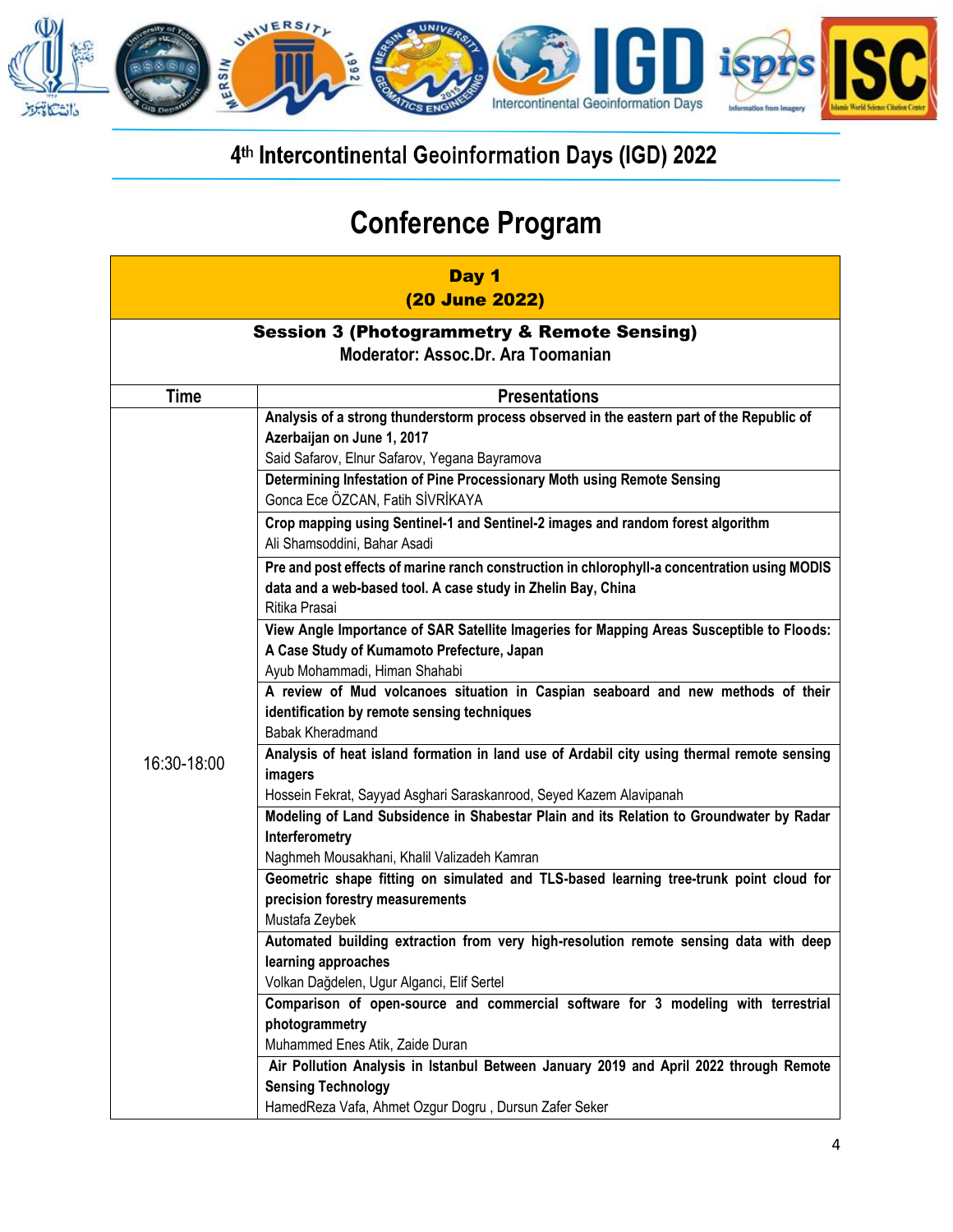## 4th Intercontinental Geoinformation Days (IGD) 2022

# Conference Program

| **Day 1 (20 June 2022)** | |
|---|---|
| **Session 3 (Photogrammetry & Remote Sensing)** **Moderator: Assoc.Dr. Ara Toomanian** | |
| **Time** | **Presentations** |
| 16:30-18:00 | **Analysis of a strong thunderstorm process observed in the eastern part of the Republic of Azerbaijan on June 1, 2017** Said Safarov, Elnur Safarov, Yegana Bayramova |
| | **Determining Infestation of Pine Processionary Moth using Remote Sensing** Gonca Ece ÖZCAN, Fatih SİVRİKAYA |
| | **Crop mapping using Sentinel-1 and Sentinel-2 images and random forest algorithm** Ali Shamsoddini, Bahar Asadi |
| | **Pre and post effects of marine ranch construction in chlorophyll-a concentration using MODIS data and a web-based tool. A case study in Zhelin Bay, China** Ritika Prasai |
| | **View Angle Importance of SAR Satellite Imageries for Mapping Areas Susceptible to Floods: A Case Study of Kumamoto Prefecture, Japan** Ayub Mohammadi, Himan Shahabi |
| | **A review of Mud volcanoes situation in Caspian seaboard and new methods of their identification by remote sensing techniques** Babak Kheradmand |
| | **Analysis of heat island formation in land use of Ardabil city using thermal remote sensing imagers** Hossein Fekrat, Sayyad Asghari Saraskanrood, Seyed Kazem Alavipanah |
| | **Modeling of Land Subsidence in Shabestar Plain and its Relation to Groundwater by Radar Interferometry** Naghmeh Mousakhani, Khalil Valizadeh Kamran |
| | **Geometric shape fitting on simulated and TLS-based learning tree-trunk point cloud for precision forestry measurements** Mustafa Zeybek |
| | **Automated building extraction from very high-resolution remote sensing data with deep learning approaches** Volkan Dağdelen, Ugur Alganci, Elif Sertel |
| | **Comparison of open-source and commercial software for 3 modeling with terrestrial photogrammetry** Muhammed Enes Atik, Zaide Duran |
| | **Air Pollution Analysis in Istanbul Between January 2019 and April 2022 through Remote Sensing Technology** HamedReza Vafa, Ahmet Ozgur Dogru , Dursun Zafer Seker |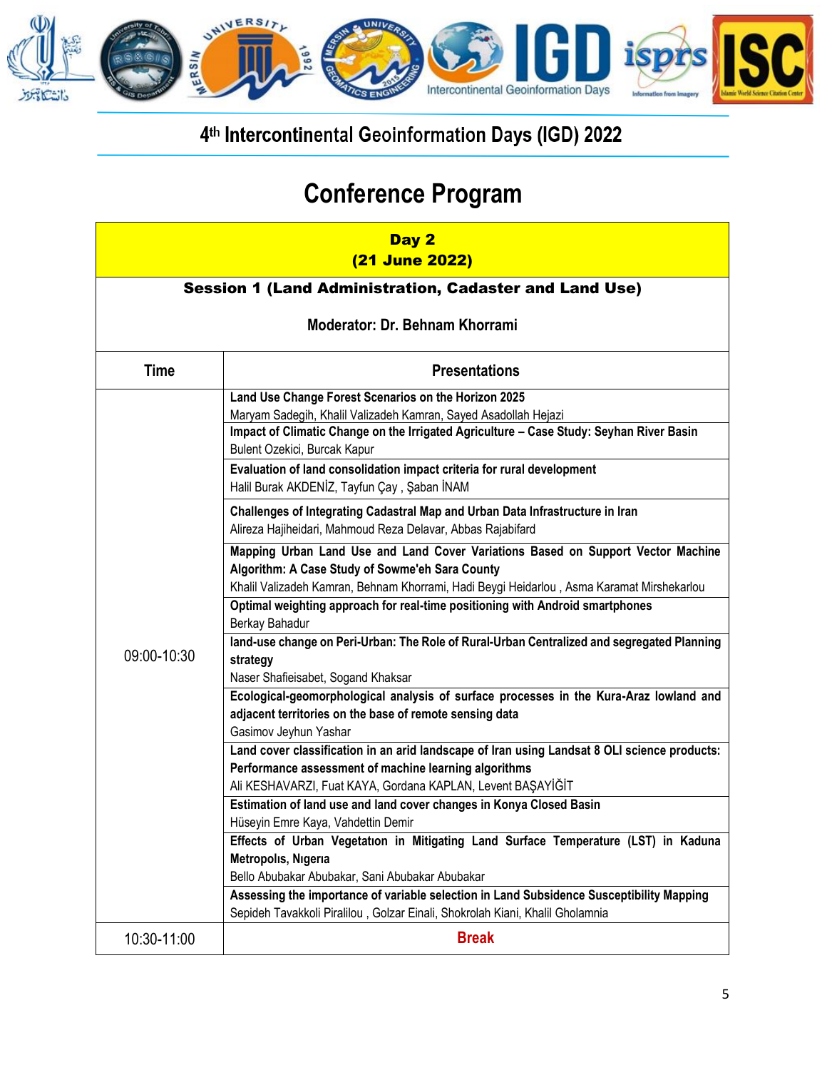# 4th Intercontinental Geoinformation Days (IGD) 2022

# Conference Program

## Day 2
## (21 June 2022)

### Session 1 (Land Administration, Cadaster and Land Use)

**Moderator: Dr. Behnam Khorrami**

| Time | Presentations |
|---|---|
| 09:00-10:30 | **Land Use Change Forest Scenarios on the Horizon 2025**<br>Maryam Sadegih, Khalil Valizadeh Kamran, Sayed Asadollah Hejazi |
| | **Impact of Climatic Change on the Irrigated Agriculture – Case Study: Seyhan River Basin**<br>Bulent Ozekici, Burcak Kapur |
| | **Evaluation of land consolidation impact criteria for rural development**<br>Halil Burak AKDENİZ, Tayfun Çay , Şaban İNAM |
| | **Challenges of Integrating Cadastral Map and Urban Data Infrastructure in Iran**<br>Alireza Hajiheidari, Mahmoud Reza Delavar, Abbas Rajabifard |
| | **Mapping Urban Land Use and Land Cover Variations Based on Support Vector Machine Algorithm: A Case Study of Sowme'eh Sara County**<br>Khalil Valizadeh Kamran, Behnam Khorrami, Hadi Beygi Heidarlou , Asma Karamat Mirshekarlou |
| | **Optimal weighting approach for real-time positioning with Android smartphones**<br>Berkay Bahadur |
| | **land-use change on Peri-Urban: The Role of Rural-Urban Centralized and segregated Planning strategy**<br>Naser Shafieisabet, Sogand Khaksar |
| | **Ecological-geomorphological analysis of surface processes in the Kura-Araz lowland and adjacent territories on the base of remote sensing data**<br>Gasimov Jeyhun Yashar |
| | **Land cover classification in an arid landscape of Iran using Landsat 8 OLI science products: Performance assessment of machine learning algorithms**<br>Ali KESHAVARZI, Fuat KAYA, Gordana KAPLAN, Levent BAŞAYİĞİT |
| | **Estimation of land use and land cover changes in Konya Closed Basin**<br>Hüseyin Emre Kaya, Vahdettin Demir |
| | **Effects of Urban Vegetatıon in Mitigating Land Surface Temperature (LST) in Kaduna Metropolıs, Nıgerıa**<br>Bello Abubakar Abubakar, Sani Abubakar Abubakar |
| | **Assessing the importance of variable selection in Land Subsidence Susceptibility Mapping**<br>Sepideh Tavakkoli Piralilou , Golzar Einali, Shokrolah Kiani, Khalil Gholamnia |
| 10:30-11:00 | **Break** |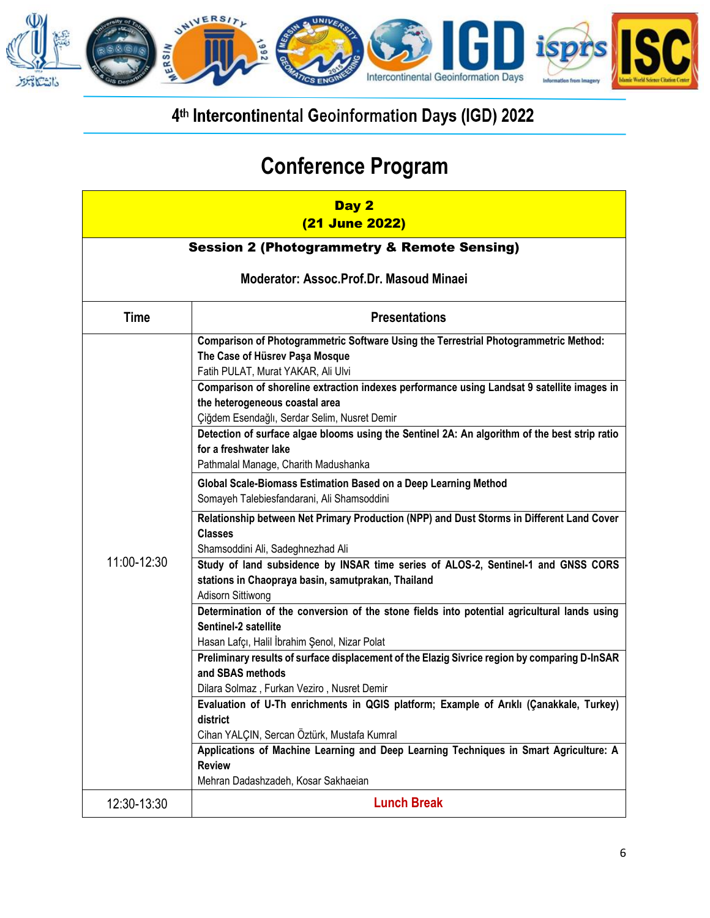## 4th Intercontinental Geoinformation Days (IGD) 2022

# Conference Program

| Day 2 (21 June 2022) | |
|---|---|
| **Session 2 (Photogrammetry & Remote Sensing)** | |
| **Moderator: Assoc.Prof.Dr. Masoud Minaei** | |
| **Time** | **Presentations** |
| 11:00-12:30 | **Comparison of Photogrammetric Software Using the Terrestrial Photogrammetric Method: The Case of Hüsrev Paşa Mosque**<br>Fatih PULAT, Murat YAKAR, Ali Ulvi |
| | **Comparison of shoreline extraction indexes performance using Landsat 9 satellite images in the heterogeneous coastal area**<br>Çiğdem Esendağlı, Serdar Selim, Nusret Demir |
| | **Detection of surface algae blooms using the Sentinel 2A: An algorithm of the best strip ratio for a freshwater lake**<br>Pathmalal Manage, Charith Madushanka |
| | **Global Scale-Biomass Estimation Based on a Deep Learning Method**<br>Somayeh Talebiesfandarani, Ali Shamsoddini |
| | **Relationship between Net Primary Production (NPP) and Dust Storms in Different Land Cover Classes**<br>Shamsoddini Ali, Sadeghnezhad Ali |
| | **Study of land subsidence by INSAR time series of ALOS-2, Sentinel-1 and GNSS CORS stations in Chaopraya basin, samutprakan, Thailand**<br>Adisorn Sittiwong |
| | **Determination of the conversion of the stone fields into potential agricultural lands using Sentinel-2 satellite**<br>Hasan Lafçı, Halil İbrahim Şenol, Nizar Polat |
| | **Preliminary results of surface displacement of the Elazig Sivrice region by comparing D-InSAR and SBAS methods**<br>Dilara Solmaz , Furkan Veziro , Nusret Demir |
| | **Evaluation of U-Th enrichments in QGIS platform; Example of Arıklı (Çanakkale, Turkey) district**<br>Cihan YALÇIN, Sercan Öztürk, Mustafa Kumral |
| | **Applications of Machine Learning and Deep Learning Techniques in Smart Agriculture: A Review**<br>Mehran Dadashzadeh, Kosar Sakhaeian |
| 12:30-13:30 | **Lunch Break** |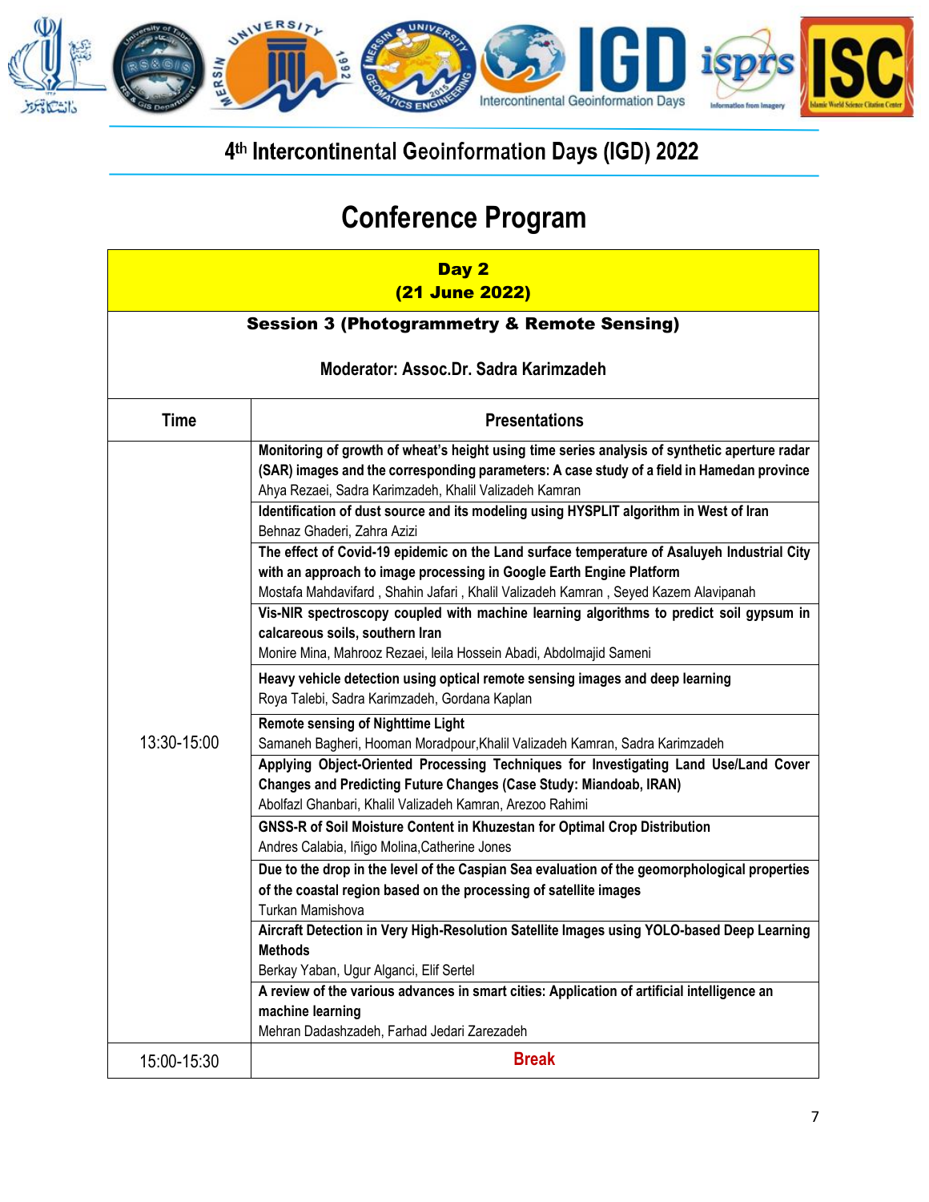## 4th Intercontinental Geoinformation Days (IGD) 2022

# Conference Program

| Day 2 (21 June 2022) | |
|---|---|
| **Session 3 (Photogrammetry & Remote Sensing)** | |
| **Moderator: Assoc.Dr. Sadra Karimzadeh** | |
| **Time** | **Presentations** |
| 13:30-15:00 | **Monitoring of growth of wheat's height using time series analysis of synthetic aperture radar (SAR) images and the corresponding parameters: A case study of a field in Hamedan province**<br>Ahya Rezaei, Sadra Karimzadeh, Khalil Valizadeh Kamran |
| | **Identification of dust source and its modeling using HYSPLIT algorithm in West of Iran**<br>Behnaz Ghaderi, Zahra Azizi |
| | **The effect of Covid-19 epidemic on the Land surface temperature of Asaluyeh Industrial City with an approach to image processing in Google Earth Engine Platform**<br>Mostafa Mahdavifard , Shahin Jafari , Khalil Valizadeh Kamran , Seyed Kazem Alavipanah |
| | **Vis-NIR spectroscopy coupled with machine learning algorithms to predict soil gypsum in calcareous soils, southern Iran**<br>Monire Mina, Mahrooz Rezaei, leila Hossein Abadi, Abdolmajid Sameni |
| | **Heavy vehicle detection using optical remote sensing images and deep learning**<br>Roya Talebi, Sadra Karimzadeh, Gordana Kaplan |
| | **Remote sensing of Nighttime Light**<br>Samaneh Bagheri, Hooman Moradpour,Khalil Valizadeh Kamran, Sadra Karimzadeh |
| | **Applying Object-Oriented Processing Techniques for Investigating Land Use/Land Cover Changes and Predicting Future Changes (Case Study: Miandoab, IRAN)**<br>Abolfazl Ghanbari, Khalil Valizadeh Kamran, Arezoo Rahimi |
| | **GNSS-R of Soil Moisture Content in Khuzestan for Optimal Crop Distribution**<br>Andres Calabia, Iñigo Molina,Catherine Jones |
| | **Due to the drop in the level of the Caspian Sea evaluation of the geomorphological properties of the coastal region based on the processing of satellite images**<br>Turkan Mamishova |
| | **Aircraft Detection in Very High-Resolution Satellite Images using YOLO-based Deep Learning Methods**<br>Berkay Yaban, Ugur Alganci, Elif Sertel |
| | **A review of the various advances in smart cities: Application of artificial intelligence an machine learning**<br>Mehran Dadashzadeh, Farhad Jedari Zarezadeh |
| 15:00-15:30 | **Break** |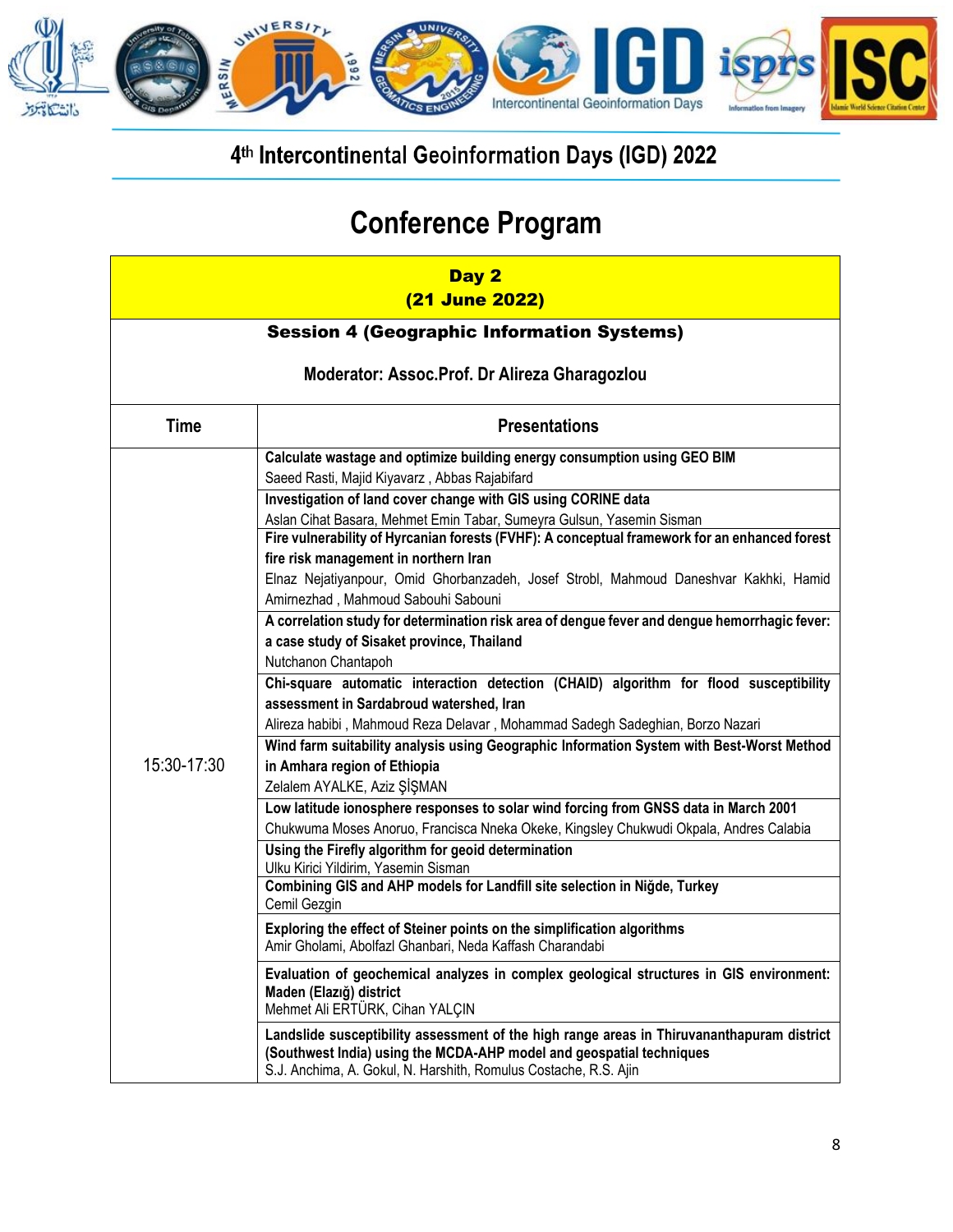## 4th Intercontinental Geoinformation Days (IGD) 2022

# Conference Program

| Day 2<br>(21 June 2022) | |
|---|---|
| **Session 4 (Geographic Information Systems)**<br><br>**Moderator: Assoc.Prof. Dr Alireza Gharagozlou** | |
| **Time** | **Presentations** |
| 15:30-17:30 | **Calculate wastage and optimize building energy consumption using GEO BIM**<br>Saeed Rasti, Majid Kiyavarz , Abbas Rajabifard |
| | **Investigation of land cover change with GIS using CORINE data**<br>Aslan Cihat Basara, Mehmet Emin Tabar, Sumeyra Gulsun, Yasemin Sisman |
| | **Fire vulnerability of Hyrcanian forests (FVHF): A conceptual framework for an enhanced forest fire risk management in northern Iran**<br>Elnaz Nejatiyanpour, Omid Ghorbanzadeh, Josef Strobl, Mahmoud Daneshvar Kakhki, Hamid Amirnezhad , Mahmoud Sabouhi Sabouni |
| | **A correlation study for determination risk area of dengue fever and dengue hemorrhagic fever: a case study of Sisaket province, Thailand**<br>Nutchanon Chantapoh |
| | **Chi-square automatic interaction detection (CHAID) algorithm for flood susceptibility assessment in Sardabroud watershed, Iran**<br>Alireza habibi , Mahmoud Reza Delavar , Mohammad Sadegh Sadeghian, Borzo Nazari |
| | **Wind farm suitability analysis using Geographic Information System with Best-Worst Method in Amhara region of Ethiopia**<br>Zelalem AYALKE, Aziz ŞİŞMAN |
| | **Low latitude ionosphere responses to solar wind forcing from GNSS data in March 2001**<br>Chukwuma Moses Anoruo, Francisca Nneka Okeke, Kingsley Chukwudi Okpala, Andres Calabia |
| | **Using the Firefly algorithm for geoid determination**<br>Ulku Kirici Yildirim, Yasemin Sisman |
| | **Combining GIS and AHP models for Landfill site selection in Niğde, Turkey**<br>Cemil Gezgin |
| | **Exploring the effect of Steiner points on the simplification algorithms**<br>Amir Gholami, Abolfazl Ghanbari, Neda Kaffash Charandabi |
| | **Evaluation of geochemical analyzes in complex geological structures in GIS environment: Maden (Elazığ) district**<br>Mehmet Ali ERTÜRK, Cihan YALÇIN |
| | **Landslide susceptibility assessment of the high range areas in Thiruvananthapuram district (Southwest India) using the MCDA-AHP model and geospatial techniques**<br>S.J. Anchima, A. Gokul, N. Harshith, Romulus Costache, R.S. Ajin |